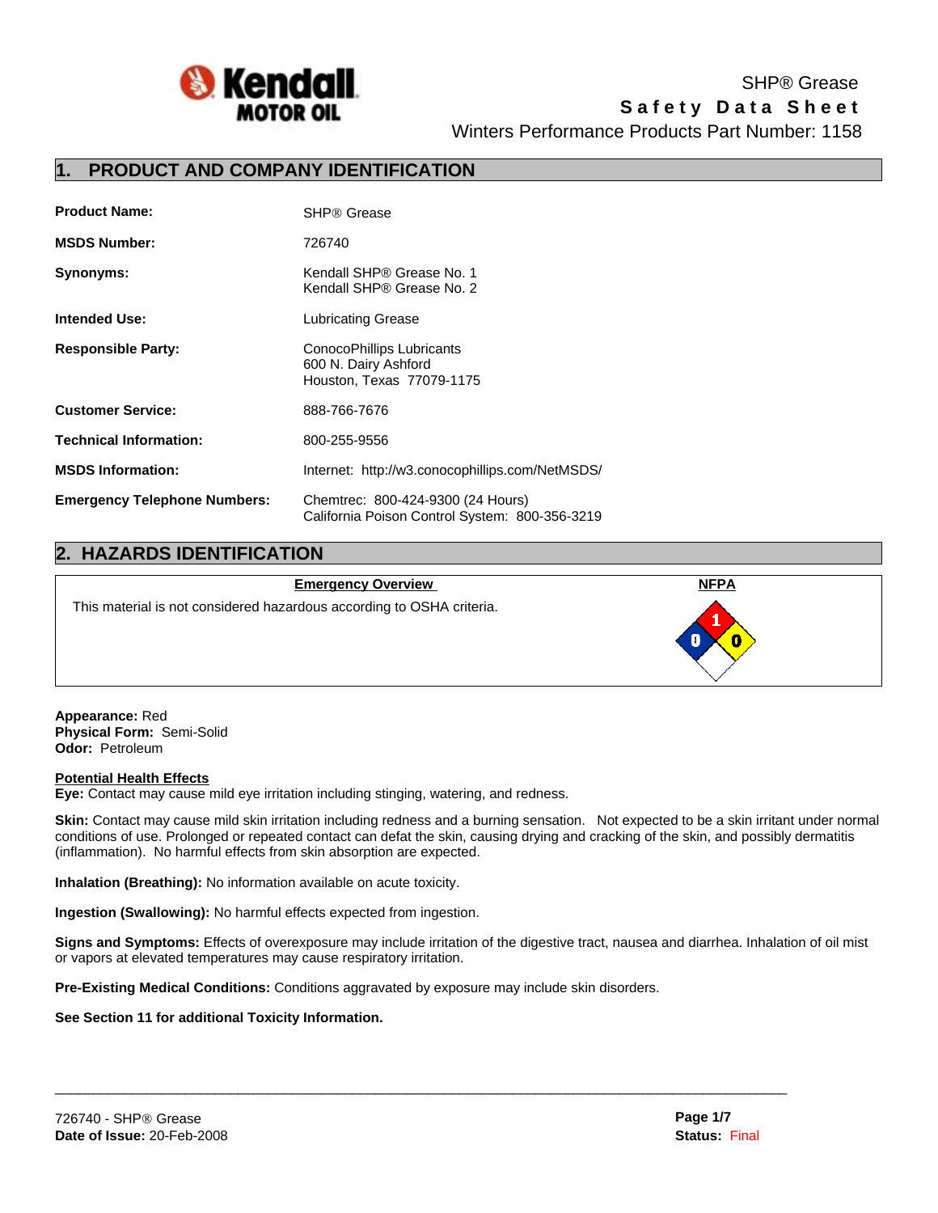Kendall MOTOR OIL

SHP® Grease
**Safety Data Sheet**
Winters Performance Products Part Number: 1158

## 1. PRODUCT AND COMPANY IDENTIFICATION

| | |
|---|---|
| **Product Name:** | SHP® Grease |
| **MSDS Number:** | 726740 |
| **Synonyms:** | Kendall SHP® Grease No. 1<br>Kendall SHP® Grease No. 2 |
| **Intended Use:** | Lubricating Grease |
| **Responsible Party:** | ConocoPhillips Lubricants<br>600 N. Dairy Ashford<br>Houston, Texas 77079-1175 |
| **Customer Service:** | 888-766-7676 |
| **Technical Information:** | 800-255-9556 |
| **MSDS Information:** | Internet: http://w3.conocophillips.com/NetMSDS/ |
| **Emergency Telephone Numbers:** | Chemtrec: 800-424-9300 (24 Hours)<br>California Poison Control System: 800-356-3219 |

## 2. HAZARDS IDENTIFICATION

**Emergency Overview**

This material is not considered hazardous according to OSHA criteria.

**NFPA**

Health: 0, Flammability: 1, Instability: 0

**Appearance:** Red
**Physical Form:** Semi-Solid
**Odor:** Petroleum

**Potential Health Effects**

**Eye:** Contact may cause mild eye irritation including stinging, watering, and redness.

**Skin:** Contact may cause mild skin irritation including redness and a burning sensation. Not expected to be a skin irritant under normal conditions of use. Prolonged or repeated contact can defat the skin, causing drying and cracking of the skin, and possibly dermatitis (inflammation). No harmful effects from skin absorption are expected.

**Inhalation (Breathing):** No information available on acute toxicity.

**Ingestion (Swallowing):** No harmful effects expected from ingestion.

**Signs and Symptoms:** Effects of overexposure may include irritation of the digestive tract, nausea and diarrhea. Inhalation of oil mist or vapors at elevated temperatures may cause respiratory irritation.

**Pre-Existing Medical Conditions:** Conditions aggravated by exposure may include skin disorders.

**See Section 11 for additional Toxicity Information.**

726740 - SHP® Grease
**Date of Issue:** 20-Feb-2008
**Status:** Final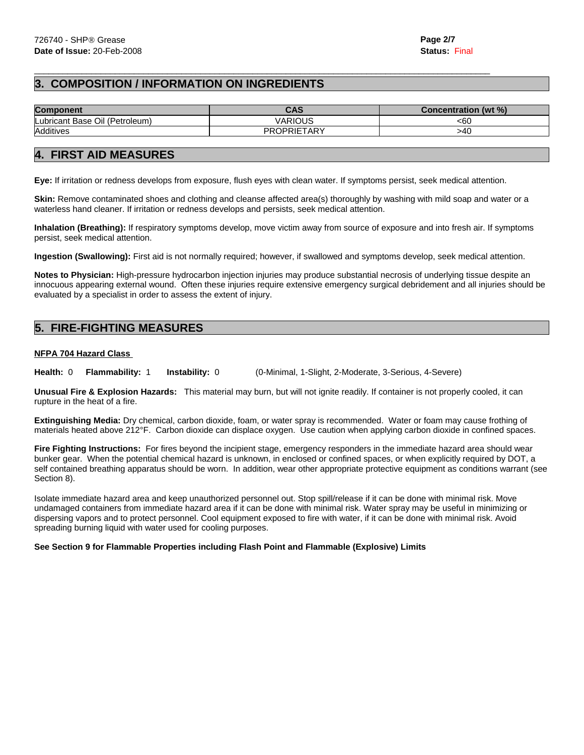## 3. COMPOSITION / INFORMATION ON INGREDIENTS

| Component | CAS | Concentration (wt %) |
| --- | --- | --- |
| Lubricant Base Oil (Petroleum) | VARIOUS | <60 |
| Additives | PROPRIETARY | >40 |

## 4. FIRST AID MEASURES

**Eye:** If irritation or redness develops from exposure, flush eyes with clean water. If symptoms persist, seek medical attention.

**Skin:** Remove contaminated shoes and clothing and cleanse affected area(s) thoroughly by washing with mild soap and water or a waterless hand cleaner. If irritation or redness develops and persists, seek medical attention.

**Inhalation (Breathing):** If respiratory symptoms develop, move victim away from source of exposure and into fresh air. If symptoms persist, seek medical attention.

**Ingestion (Swallowing):** First aid is not normally required; however, if swallowed and symptoms develop, seek medical attention.

**Notes to Physician:** High-pressure hydrocarbon injection injuries may produce substantial necrosis of underlying tissue despite an innocuous appearing external wound. Often these injuries require extensive emergency surgical debridement and all injuries should be evaluated by a specialist in order to assess the extent of injury.

## 5. FIRE-FIGHTING MEASURES

**NFPA 704 Hazard Class**

**Health:** 0 **Flammability:** 1 **Instability:** 0 (0-Minimal, 1-Slight, 2-Moderate, 3-Serious, 4-Severe)

**Unusual Fire & Explosion Hazards:** This material may burn, but will not ignite readily. If container is not properly cooled, it can rupture in the heat of a fire.

**Extinguishing Media:** Dry chemical, carbon dioxide, foam, or water spray is recommended. Water or foam may cause frothing of materials heated above 212°F. Carbon dioxide can displace oxygen. Use caution when applying carbon dioxide in confined spaces.

**Fire Fighting Instructions:** For fires beyond the incipient stage, emergency responders in the immediate hazard area should wear bunker gear. When the potential chemical hazard is unknown, in enclosed or confined spaces, or when explicitly required by DOT, a self contained breathing apparatus should be worn. In addition, wear other appropriate protective equipment as conditions warrant (see Section 8).

Isolate immediate hazard area and keep unauthorized personnel out. Stop spill/release if it can be done with minimal risk. Move undamaged containers from immediate hazard area if it can be done with minimal risk. Water spray may be useful in minimizing or dispersing vapors and to protect personnel. Cool equipment exposed to fire with water, if it can be done with minimal risk. Avoid spreading burning liquid with water used for cooling purposes.

**See Section 9 for Flammable Properties including Flash Point and Flammable (Explosive) Limits**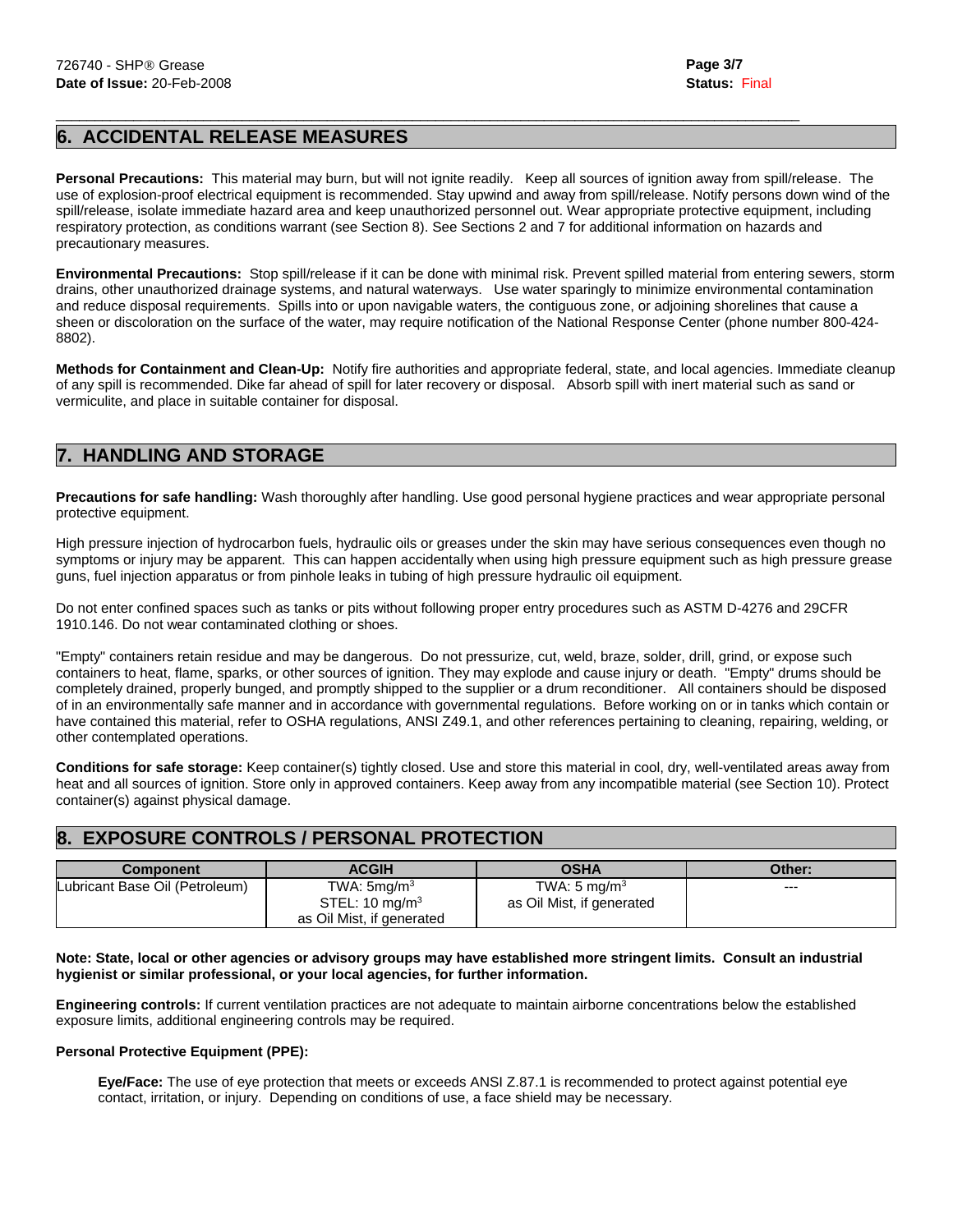## 6. ACCIDENTAL RELEASE MEASURES

**Personal Precautions:** This material may burn, but will not ignite readily. Keep all sources of ignition away from spill/release. The use of explosion-proof electrical equipment is recommended. Stay upwind and away from spill/release. Notify persons down wind of the spill/release, isolate immediate hazard area and keep unauthorized personnel out. Wear appropriate protective equipment, including respiratory protection, as conditions warrant (see Section 8). See Sections 2 and 7 for additional information on hazards and precautionary measures.

**Environmental Precautions:** Stop spill/release if it can be done with minimal risk. Prevent spilled material from entering sewers, storm drains, other unauthorized drainage systems, and natural waterways. Use water sparingly to minimize environmental contamination and reduce disposal requirements. Spills into or upon navigable waters, the contiguous zone, or adjoining shorelines that cause a sheen or discoloration on the surface of the water, may require notification of the National Response Center (phone number 800-424-8802).

**Methods for Containment and Clean-Up:** Notify fire authorities and appropriate federal, state, and local agencies. Immediate cleanup of any spill is recommended. Dike far ahead of spill for later recovery or disposal. Absorb spill with inert material such as sand or vermiculite, and place in suitable container for disposal.

## 7. HANDLING AND STORAGE

**Precautions for safe handling:** Wash thoroughly after handling. Use good personal hygiene practices and wear appropriate personal protective equipment.

High pressure injection of hydrocarbon fuels, hydraulic oils or greases under the skin may have serious consequences even though no symptoms or injury may be apparent. This can happen accidentally when using high pressure equipment such as high pressure grease guns, fuel injection apparatus or from pinhole leaks in tubing of high pressure hydraulic oil equipment.

Do not enter confined spaces such as tanks or pits without following proper entry procedures such as ASTM D-4276 and 29CFR 1910.146. Do not wear contaminated clothing or shoes.

"Empty" containers retain residue and may be dangerous. Do not pressurize, cut, weld, braze, solder, drill, grind, or expose such containers to heat, flame, sparks, or other sources of ignition. They may explode and cause injury or death. "Empty" drums should be completely drained, properly bunged, and promptly shipped to the supplier or a drum reconditioner. All containers should be disposed of in an environmentally safe manner and in accordance with governmental regulations. Before working on or in tanks which contain or have contained this material, refer to OSHA regulations, ANSI Z49.1, and other references pertaining to cleaning, repairing, welding, or other contemplated operations.

**Conditions for safe storage:** Keep container(s) tightly closed. Use and store this material in cool, dry, well-ventilated areas away from heat and all sources of ignition. Store only in approved containers. Keep away from any incompatible material (see Section 10). Protect container(s) against physical damage.

## 8. EXPOSURE CONTROLS / PERSONAL PROTECTION

| Component | ACGIH | OSHA | Other: |
|---|---|---|---|
| Lubricant Base Oil (Petroleum) | TWA: 5mg/m$^3$<br>STEL: 10 mg/m$^3$<br>as Oil Mist, if generated | TWA: 5 mg/m$^3$<br>as Oil Mist, if generated | --- |

**Note: State, local or other agencies or advisory groups may have established more stringent limits. Consult an industrial hygienist or similar professional, or your local agencies, for further information.**

**Engineering controls:** If current ventilation practices are not adequate to maintain airborne concentrations below the established exposure limits, additional engineering controls may be required.

**Personal Protective Equipment (PPE):**

**Eye/Face:** The use of eye protection that meets or exceeds ANSI Z.87.1 is recommended to protect against potential eye contact, irritation, or injury. Depending on conditions of use, a face shield may be necessary.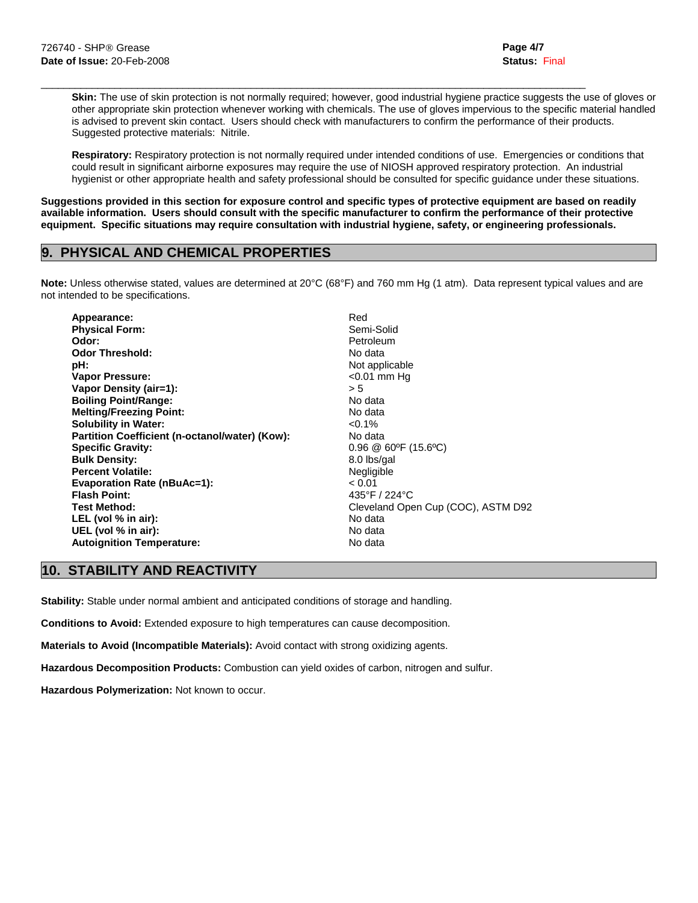**Skin:** The use of skin protection is not normally required; however, good industrial hygiene practice suggests the use of gloves or other appropriate skin protection whenever working with chemicals. The use of gloves impervious to the specific material handled is advised to prevent skin contact. Users should check with manufacturers to confirm the performance of their products. Suggested protective materials: Nitrile.

**Respiratory:** Respiratory protection is not normally required under intended conditions of use. Emergencies or conditions that could result in significant airborne exposures may require the use of NIOSH approved respiratory protection. An industrial hygienist or other appropriate health and safety professional should be consulted for specific guidance under these situations.

**Suggestions provided in this section for exposure control and specific types of protective equipment are based on readily available information. Users should consult with the specific manufacturer to confirm the performance of their protective equipment. Specific situations may require consultation with industrial hygiene, safety, or engineering professionals.**

## 9. PHYSICAL AND CHEMICAL PROPERTIES

**Note:** Unless otherwise stated, values are determined at 20°C (68°F) and 760 mm Hg (1 atm). Data represent typical values and are not intended to be specifications.

| Property | Value |
|---|---|
| **Appearance:** | Red |
| **Physical Form:** | Semi-Solid |
| **Odor:** | Petroleum |
| **Odor Threshold:** | No data |
| **pH:** | Not applicable |
| **Vapor Pressure:** | <0.01 mm Hg |
| **Vapor Density (air=1):** | > 5 |
| **Boiling Point/Range:** | No data |
| **Melting/Freezing Point:** | No data |
| **Solubility in Water:** | <0.1% |
| **Partition Coefficient (n-octanol/water) (Kow):** | No data |
| **Specific Gravity:** | 0.96 @ 60ºF (15.6ºC) |
| **Bulk Density:** | 8.0 lbs/gal |
| **Percent Volatile:** | Negligible |
| **Evaporation Rate (nBuAc=1):** | < 0.01 |
| **Flash Point:** | 435°F / 224°C |
| **Test Method:** | Cleveland Open Cup (COC), ASTM D92 |
| **LEL (vol % in air):** | No data |
| **UEL (vol % in air):** | No data |
| **Autoignition Temperature:** | No data |

## 10. STABILITY AND REACTIVITY

**Stability:** Stable under normal ambient and anticipated conditions of storage and handling.

**Conditions to Avoid:** Extended exposure to high temperatures can cause decomposition.

**Materials to Avoid (Incompatible Materials):** Avoid contact with strong oxidizing agents.

**Hazardous Decomposition Products:** Combustion can yield oxides of carbon, nitrogen and sulfur.

**Hazardous Polymerization:** Not known to occur.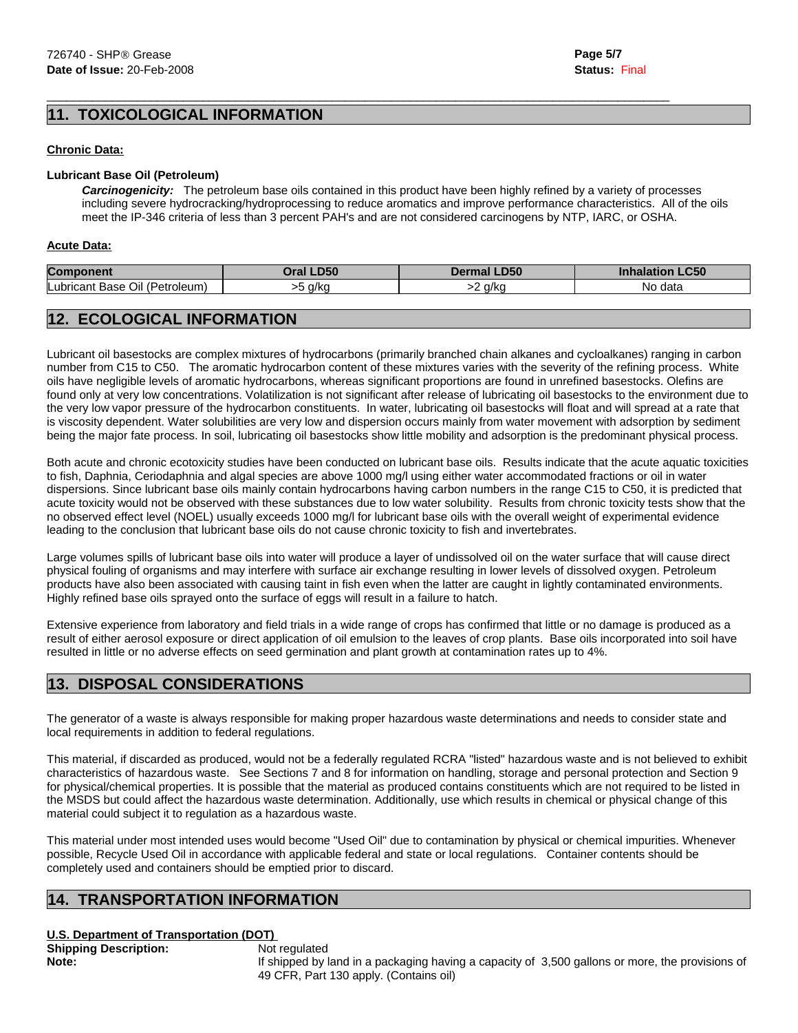## 11. TOXICOLOGICAL INFORMATION

**Chronic Data:**

**Lubricant Base Oil (Petroleum)**

***Carcinogenicity:*** The petroleum base oils contained in this product have been highly refined by a variety of processes including severe hydrocracking/hydroprocessing to reduce aromatics and improve performance characteristics. All of the oils meet the IP-346 criteria of less than 3 percent PAH's and are not considered carcinogens by NTP, IARC, or OSHA.

**Acute Data:**

| Component | Oral LD50 | Dermal LD50 | Inhalation LC50 |
|---|---|---|---|
| Lubricant Base Oil (Petroleum) | >5 g/kg | >2 g/kg | No data |

## 12. ECOLOGICAL INFORMATION

Lubricant oil basestocks are complex mixtures of hydrocarbons (primarily branched chain alkanes and cycloalkanes) ranging in carbon number from C15 to C50. The aromatic hydrocarbon content of these mixtures varies with the severity of the refining process. White oils have negligible levels of aromatic hydrocarbons, whereas significant proportions are found in unrefined basestocks. Olefins are found only at very low concentrations. Volatilization is not significant after release of lubricating oil basestocks to the environment due to the very low vapor pressure of the hydrocarbon constituents. In water, lubricating oil basestocks will float and will spread at a rate that is viscosity dependent. Water solubilities are very low and dispersion occurs mainly from water movement with adsorption by sediment being the major fate process. In soil, lubricating oil basestocks show little mobility and adsorption is the predominant physical process.

Both acute and chronic ecotoxicity studies have been conducted on lubricant base oils. Results indicate that the acute aquatic toxicities to fish, Daphnia, Ceriodaphnia and algal species are above 1000 mg/l using either water accommodated fractions or oil in water dispersions. Since lubricant base oils mainly contain hydrocarbons having carbon numbers in the range C15 to C50, it is predicted that acute toxicity would not be observed with these substances due to low water solubility. Results from chronic toxicity tests show that the no observed effect level (NOEL) usually exceeds 1000 mg/l for lubricant base oils with the overall weight of experimental evidence leading to the conclusion that lubricant base oils do not cause chronic toxicity to fish and invertebrates.

Large volumes spills of lubricant base oils into water will produce a layer of undissolved oil on the water surface that will cause direct physical fouling of organisms and may interfere with surface air exchange resulting in lower levels of dissolved oxygen. Petroleum products have also been associated with causing taint in fish even when the latter are caught in lightly contaminated environments. Highly refined base oils sprayed onto the surface of eggs will result in a failure to hatch.

Extensive experience from laboratory and field trials in a wide range of crops has confirmed that little or no damage is produced as a result of either aerosol exposure or direct application of oil emulsion to the leaves of crop plants. Base oils incorporated into soil have resulted in little or no adverse effects on seed germination and plant growth at contamination rates up to 4%.

## 13. DISPOSAL CONSIDERATIONS

The generator of a waste is always responsible for making proper hazardous waste determinations and needs to consider state and local requirements in addition to federal regulations.

This material, if discarded as produced, would not be a federally regulated RCRA "listed" hazardous waste and is not believed to exhibit characteristics of hazardous waste. See Sections 7 and 8 for information on handling, storage and personal protection and Section 9 for physical/chemical properties. It is possible that the material as produced contains constituents which are not required to be listed in the MSDS but could affect the hazardous waste determination. Additionally, use which results in chemical or physical change of this material could subject it to regulation as a hazardous waste.

This material under most intended uses would become "Used Oil" due to contamination by physical or chemical impurities. Whenever possible, Recycle Used Oil in accordance with applicable federal and state or local regulations. Container contents should be completely used and containers should be emptied prior to discard.

## 14. TRANSPORTATION INFORMATION

**U.S. Department of Transportation (DOT)**

**Shipping Description:** Not regulated

**Note:** If shipped by land in a packaging having a capacity of 3,500 gallons or more, the provisions of 49 CFR, Part 130 apply. (Contains oil)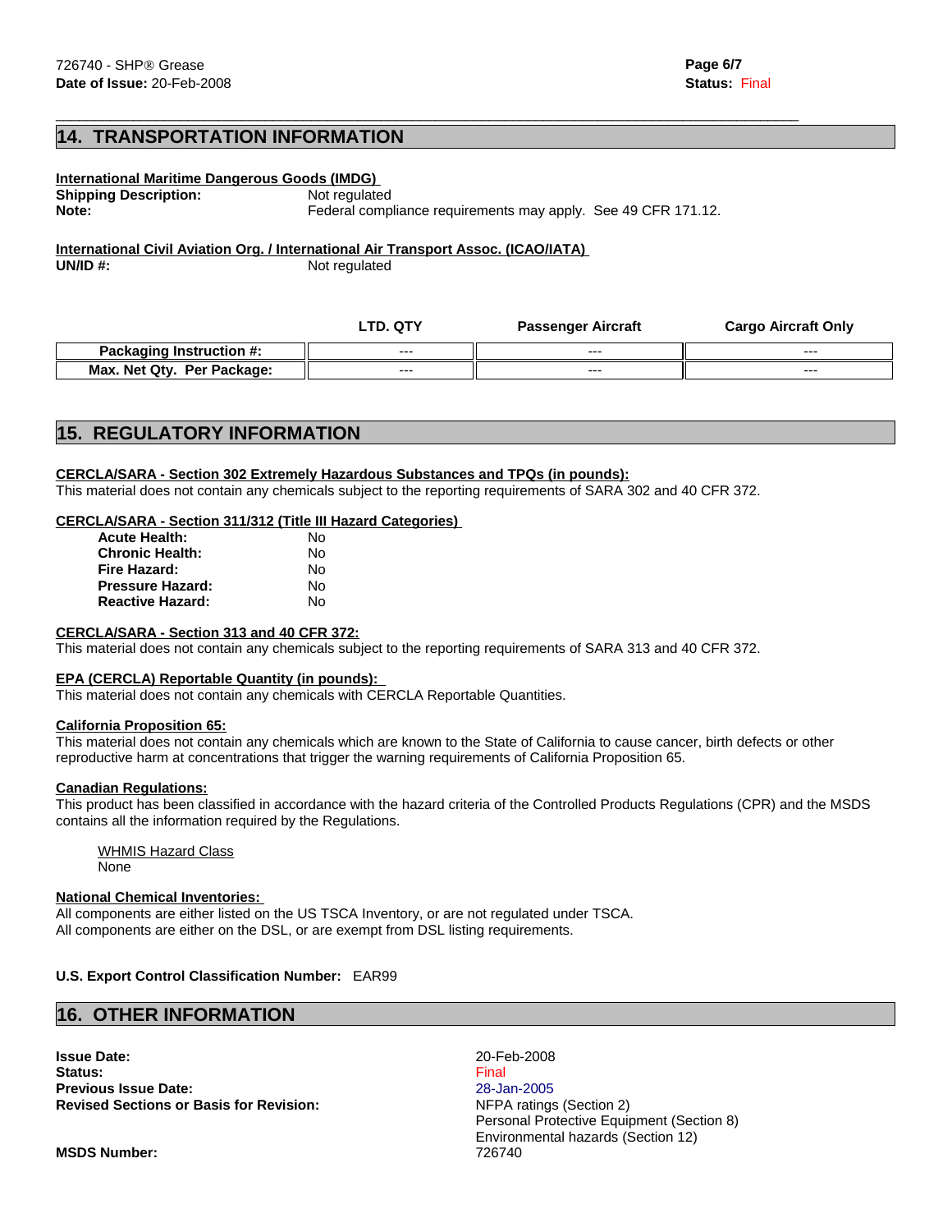## 14. TRANSPORTATION INFORMATION

**International Maritime Dangerous Goods (IMDG)**

**Shipping Description:** Not regulated

**Note:** Federal compliance requirements may apply. See 49 CFR 171.12.

**International Civil Aviation Org. / International Air Transport Assoc. (ICAO/IATA)**

**UN/ID #:** Not regulated

| | LTD. QTY | Passenger Aircraft | Cargo Aircraft Only |
|---|---|---|---|
| **Packaging Instruction #:** | --- | --- | --- |
| **Max. Net Qty. Per Package:** | --- | --- | --- |

## 15. REGULATORY INFORMATION

**CERCLA/SARA - Section 302 Extremely Hazardous Substances and TPQs (in pounds):**

This material does not contain any chemicals subject to the reporting requirements of SARA 302 and 40 CFR 372.

**CERCLA/SARA - Section 311/312 (Title III Hazard Categories)**

**Acute Health:** No
**Chronic Health:** No
**Fire Hazard:** No
**Pressure Hazard:** No
**Reactive Hazard:** No

**CERCLA/SARA - Section 313 and 40 CFR 372:**

This material does not contain any chemicals subject to the reporting requirements of SARA 313 and 40 CFR 372.

**EPA (CERCLA) Reportable Quantity (in pounds):**

This material does not contain any chemicals with CERCLA Reportable Quantities.

**California Proposition 65:**

This material does not contain any chemicals which are known to the State of California to cause cancer, birth defects or other reproductive harm at concentrations that trigger the warning requirements of California Proposition 65.

**Canadian Regulations:**

This product has been classified in accordance with the hazard criteria of the Controlled Products Regulations (CPR) and the MSDS contains all the information required by the Regulations.

WHMIS Hazard Class
None

**National Chemical Inventories:**

All components are either listed on the US TSCA Inventory, or are not regulated under TSCA.
All components are either on the DSL, or are exempt from DSL listing requirements.

**U.S. Export Control Classification Number:** EAR99

## 16. OTHER INFORMATION

**Issue Date:** 20-Feb-2008
**Status:** Final
**Previous Issue Date:** 28-Jan-2005
**Revised Sections or Basis for Revision:** NFPA ratings (Section 2)
Personal Protective Equipment (Section 8)
Environmental hazards (Section 12)

**MSDS Number:** 726740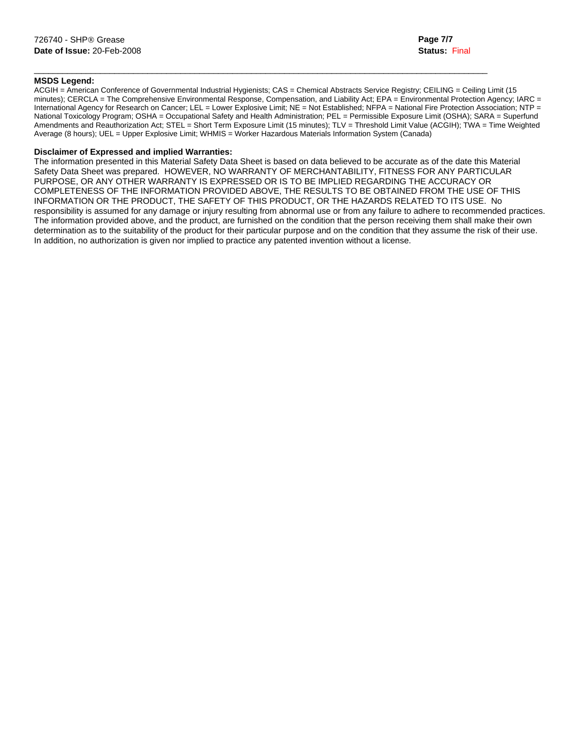**MSDS Legend:**

ACGIH = American Conference of Governmental Industrial Hygienists; CAS = Chemical Abstracts Service Registry; CEILING = Ceiling Limit (15 minutes); CERCLA = The Comprehensive Environmental Response, Compensation, and Liability Act; EPA = Environmental Protection Agency; IARC = International Agency for Research on Cancer; LEL = Lower Explosive Limit; NE = Not Established; NFPA = National Fire Protection Association; NTP = National Toxicology Program; OSHA = Occupational Safety and Health Administration; PEL = Permissible Exposure Limit (OSHA); SARA = Superfund Amendments and Reauthorization Act; STEL = Short Term Exposure Limit (15 minutes); TLV = Threshold Limit Value (ACGIH); TWA = Time Weighted Average (8 hours); UEL = Upper Explosive Limit; WHMIS = Worker Hazardous Materials Information System (Canada)

**Disclaimer of Expressed and implied Warranties:**

The information presented in this Material Safety Data Sheet is based on data believed to be accurate as of the date this Material Safety Data Sheet was prepared. HOWEVER, NO WARRANTY OF MERCHANTABILITY, FITNESS FOR ANY PARTICULAR PURPOSE, OR ANY OTHER WARRANTY IS EXPRESSED OR IS TO BE IMPLIED REGARDING THE ACCURACY OR COMPLETENESS OF THE INFORMATION PROVIDED ABOVE, THE RESULTS TO BE OBTAINED FROM THE USE OF THIS INFORMATION OR THE PRODUCT, THE SAFETY OF THIS PRODUCT, OR THE HAZARDS RELATED TO ITS USE. No responsibility is assumed for any damage or injury resulting from abnormal use or from any failure to adhere to recommended practices. The information provided above, and the product, are furnished on the condition that the person receiving them shall make their own determination as to the suitability of the product for their particular purpose and on the condition that they assume the risk of their use. In addition, no authorization is given nor implied to practice any patented invention without a license.